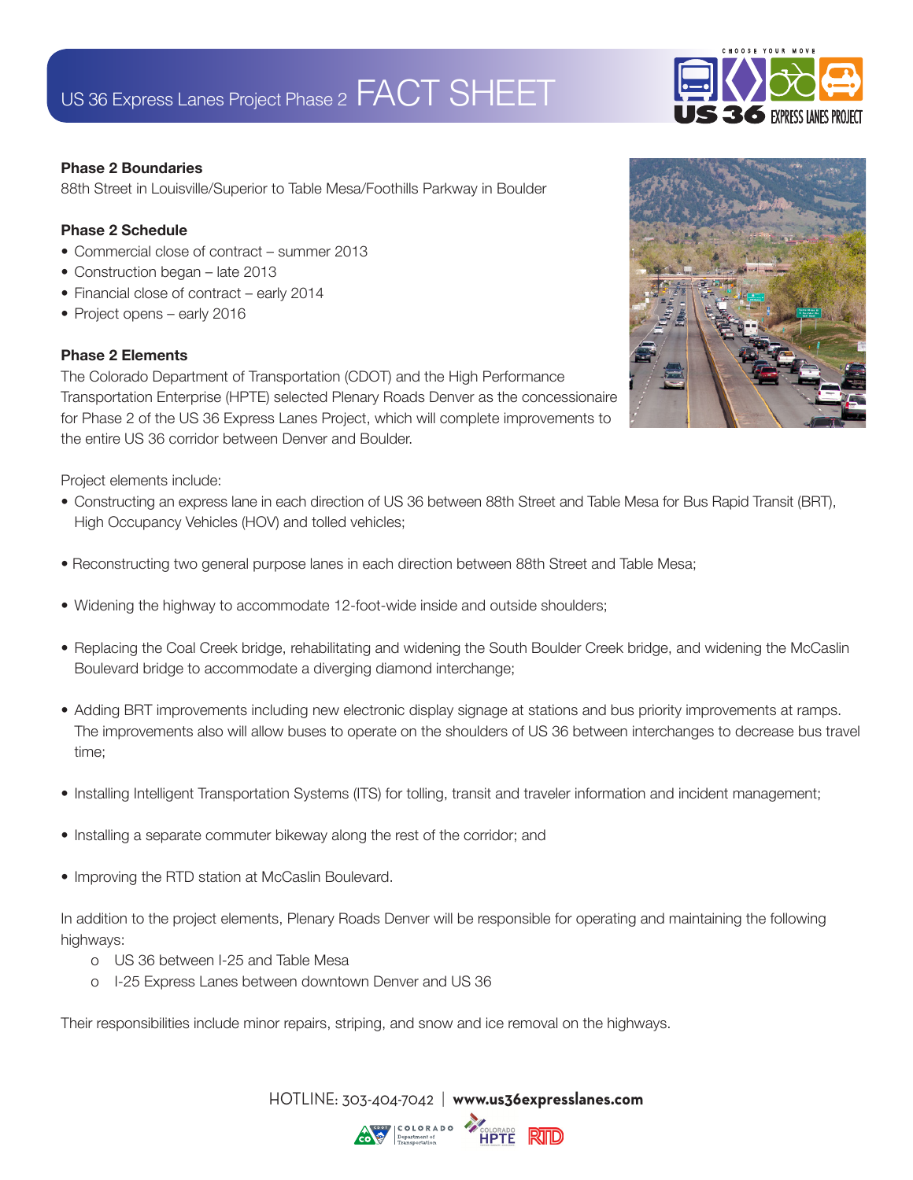# US 36 Express Lanes Project Phase 2 FACT SHEET

**Phase 2 Boundaries**

88th Street in Louisville/Superior to Table Mesa/Foothills Parkway in Boulder

**Phase 2 Schedule**

- Commercial close of contract – summer 2013
- Construction began – late 2013
- Financial close of contract – early 2014
- Project opens – early 2016

**Phase 2 Elements**

The Colorado Department of Transportation (CDOT) and the High Performance Transportation Enterprise (HPTE) selected Plenary Roads Denver as the concessionaire for Phase 2 of the US 36 Express Lanes Project, which will complete improvements to the entire US 36 corridor between Denver and Boulder.

Project elements include:

- Constructing an express lane in each direction of US 36 between 88th Street and Table Mesa for Bus Rapid Transit (BRT), High Occupancy Vehicles (HOV) and tolled vehicles;
- Reconstructing two general purpose lanes in each direction between 88th Street and Table Mesa;
- Widening the highway to accommodate 12-foot-wide inside and outside shoulders;
- Replacing the Coal Creek bridge, rehabilitating and widening the South Boulder Creek bridge, and widening the McCaslin Boulevard bridge to accommodate a diverging diamond interchange;
- Adding BRT improvements including new electronic display signage at stations and bus priority improvements at ramps. The improvements also will allow buses to operate on the shoulders of US 36 between interchanges to decrease bus travel time;
- Installing Intelligent Transportation Systems (ITS) for tolling, transit and traveler information and incident management;
- Installing a separate commuter bikeway along the rest of the corridor; and
- Improving the RTD station at McCaslin Boulevard.

In addition to the project elements, Plenary Roads Denver will be responsible for operating and maintaining the following highways:

- US 36 between I-25 and Table Mesa
- I-25 Express Lanes between downtown Denver and US 36

Their responsibilities include minor repairs, striping, and snow and ice removal on the highways.

HOTLINE: 303-404-7042 | **www.us36expresslanes.com**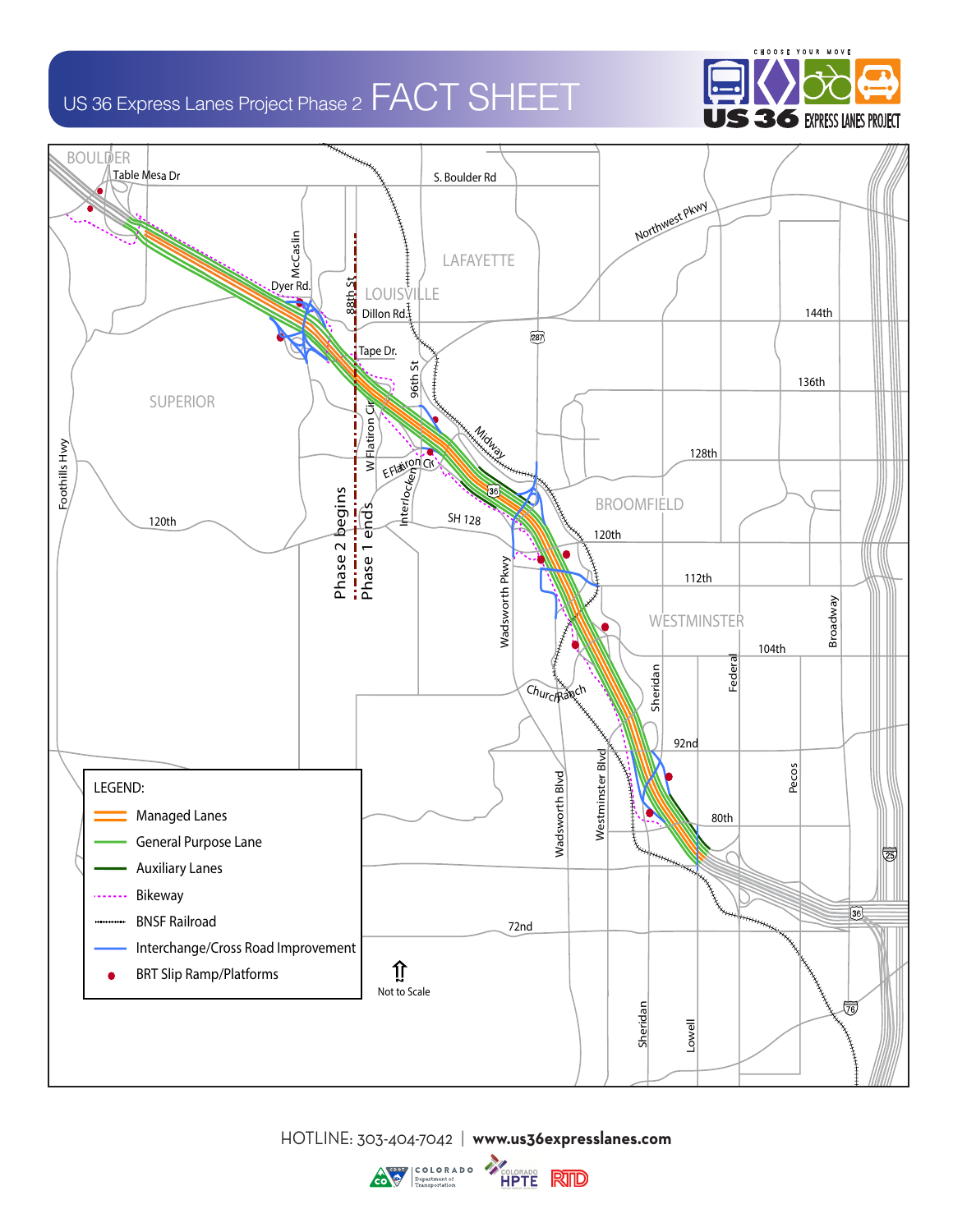# US 36 Express Lanes Project Phase 2 FACT SHEET

CHOOSE YOUR MOVE

US 36 EXPRESS LANES PROJECT

BOULDER

Table Mesa Dr

S. Boulder Rd

LAFAYETTE

Northwest Pkwy

McCaslin

Dyer Rd.

88th St

LOUISVILLE

Dillon Rd.

144th

287

Tape Dr.

136th

SUPERIOR

96th St

Midway

W Flatiron Cir

E Flatiron Cir

128th

Interlocken

36

BROOMFIELD

Foothills Hwy

120th

Phase 2 begins

Phase 1 ends

SH 128

120th

Wadsworth Pkwy

112th

WESTMINSTER

Broadway

104th

Church Ranch

Sheridan

Federal

92nd

Pecos

Wadsworth Blvd

Westminster Blvd

80th

25

36

72nd

76

Sheridan

Lowell

LEGEND:

- Managed Lanes
- General Purpose Lane
- Auxiliary Lanes
- Bikeway
- BNSF Railroad
- Interchange/Cross Road Improvement
- BRT Slip Ramp/Platforms

Not to Scale

HOTLINE: 303-404-7042 | **www.us36expresslanes.com**

COLORADO Department of Transportation | COLORADO HPTE | RTD